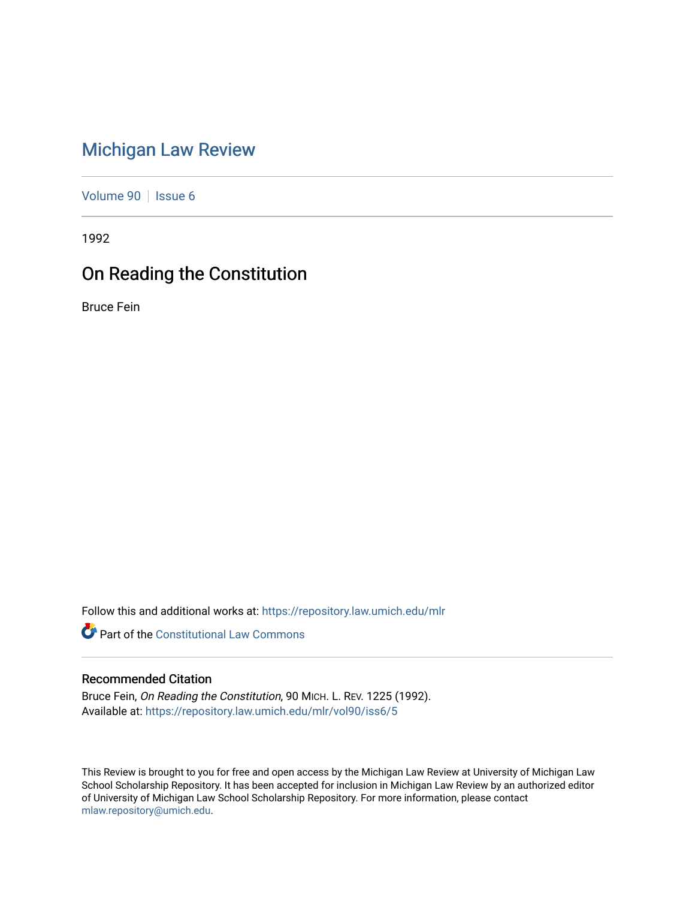# Michigan Law Review

Volume 90 | Issue 6

1992

## On Reading the Constitution

Bruce Fein

Follow this and additional works at: https://repository.law.umich.edu/mlr

Part of the Constitutional Law Commons

### Recommended Citation

Bruce Fein, *On Reading the Constitution*, 90 MICH. L. REV. 1225 (1992).
Available at: https://repository.law.umich.edu/mlr/vol90/iss6/5

This Review is brought to you for free and open access by the Michigan Law Review at University of Michigan Law School Scholarship Repository. It has been accepted for inclusion in Michigan Law Review by an authorized editor of University of Michigan Law School Scholarship Repository. For more information, please contact mlaw.repository@umich.edu.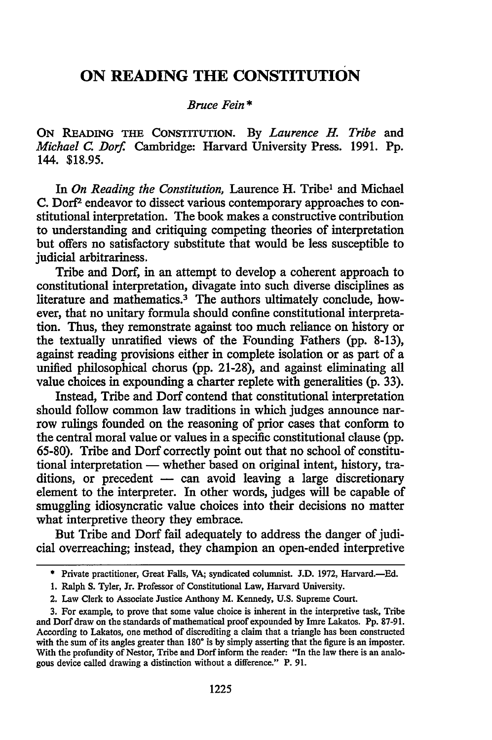# ON READING THE CONSTITUTION

*Bruce Fein\**

ON READING THE CONSTITUTION. By *Laurence H. Tribe* and *Michael C. Dorf.* Cambridge: Harvard University Press. 1991. Pp. 144. $18.95.

In *On Reading the Constitution,* Laurence H. Tribe[1] and Michael C. Dorf[2] endeavor to dissect various contemporary approaches to constitutional interpretation. The book makes a constructive contribution to understanding and critiquing competing theories of interpretation but offers no satisfactory substitute that would be less susceptible to judicial arbitrariness.

Tribe and Dorf, in an attempt to develop a coherent approach to constitutional interpretation, divagate into such diverse disciplines as literature and mathematics.[3] The authors ultimately conclude, however, that no unitary formula should confine constitutional interpretation. Thus, they remonstrate against too much reliance on history or the textually unratified views of the Founding Fathers (pp. 8-13), against reading provisions either in complete isolation or as part of a unified philosophical chorus (pp. 21-28), and against eliminating all value choices in expounding a charter replete with generalities (p. 33).

Instead, Tribe and Dorf contend that constitutional interpretation should follow common law traditions in which judges announce narrow rulings founded on the reasoning of prior cases that conform to the central moral value or values in a specific constitutional clause (pp. 65-80). Tribe and Dorf correctly point out that no school of constitutional interpretation — whether based on original intent, history, traditions, or precedent — can avoid leaving a large discretionary element to the interpreter. In other words, judges will be capable of smuggling idiosyncratic value choices into their decisions no matter what interpretive theory they embrace.

But Tribe and Dorf fail adequately to address the danger of judicial overreaching; instead, they champion an open-ended interpretive

---

\* Private practitioner, Great Falls, VA; syndicated columnist. J.D. 1972, Harvard.—Ed.

1. Ralph S. Tyler, Jr. Professor of Constitutional Law, Harvard University.

2. Law Clerk to Associate Justice Anthony M. Kennedy, U.S. Supreme Court.

3. For example, to prove that some value choice is inherent in the interpretive task, Tribe and Dorf draw on the standards of mathematical proof expounded by Imre Lakatos. Pp. 87-91. According to Lakatos, one method of discrediting a claim that a triangle has been constructed with the sum of its angles greater than 180° is by simply asserting that the figure is an imposter. With the profundity of Nestor, Tribe and Dorf inform the reader: "In the law there is an analogous device called drawing a distinction without a difference." P. 91.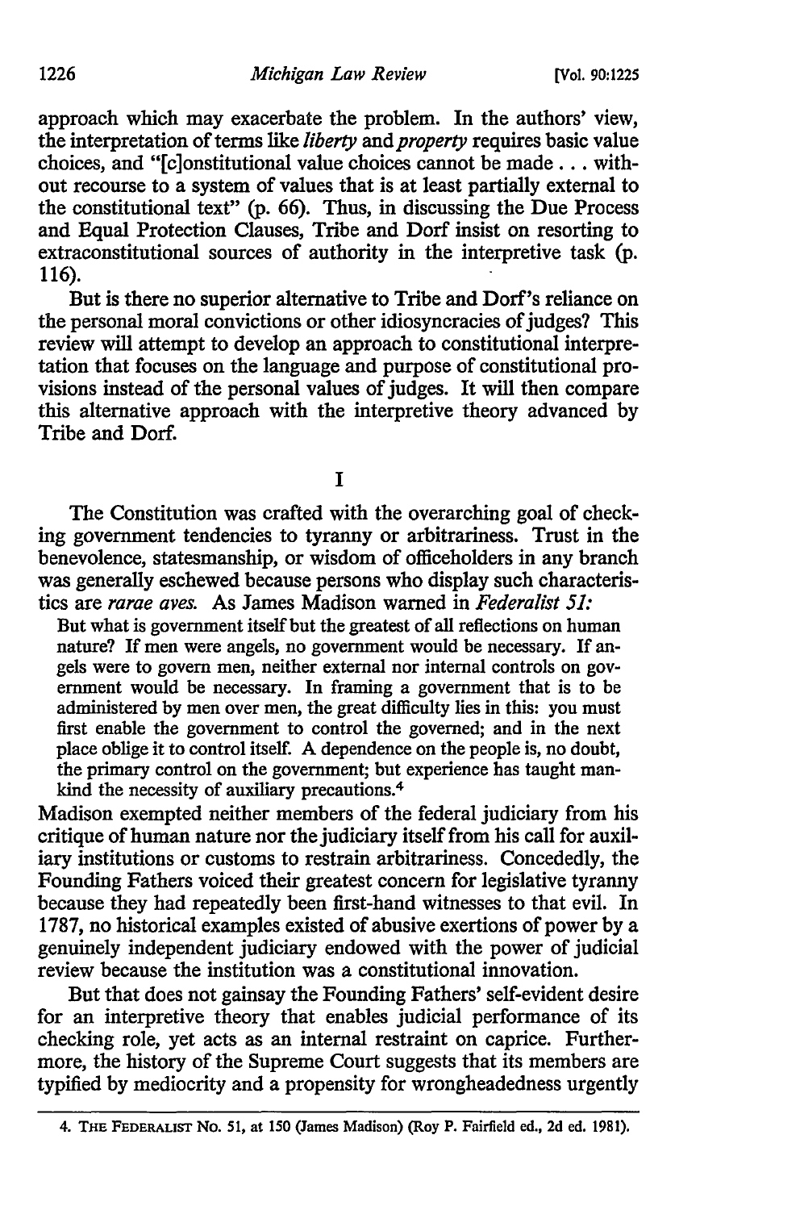approach which may exacerbate the problem. In the authors' view, the interpretation of terms like *liberty* and *property* requires basic value choices, and "[c]onstitutional value choices cannot be made . . . without recourse to a system of values that is at least partially external to the constitutional text" (p. 66). Thus, in discussing the Due Process and Equal Protection Clauses, Tribe and Dorf insist on resorting to extraconstitutional sources of authority in the interpretive task (p. 116).

But is there no superior alternative to Tribe and Dorf's reliance on the personal moral convictions or other idiosyncracies of judges? This review will attempt to develop an approach to constitutional interpretation that focuses on the language and purpose of constitutional provisions instead of the personal values of judges. It will then compare this alternative approach with the interpretive theory advanced by Tribe and Dorf.

## I

The Constitution was crafted with the overarching goal of checking government tendencies to tyranny or arbitrariness. Trust in the benevolence, statesmanship, or wisdom of officeholders in any branch was generally eschewed because persons who display such characteristics are *rarae aves.* As James Madison warned in *Federalist 51:*

> But what is government itself but the greatest of all reflections on human nature? If men were angels, no government would be necessary. If angels were to govern men, neither external nor internal controls on government would be necessary. In framing a government that is to be administered by men over men, the great difficulty lies in this: you must first enable the government to control the governed; and in the next place oblige it to control itself. A dependence on the people is, no doubt, the primary control on the government; but experience has taught mankind the necessity of auxiliary precautions.[4]

Madison exempted neither members of the federal judiciary from his critique of human nature nor the judiciary itself from his call for auxiliary institutions or customs to restrain arbitrariness. Concededly, the Founding Fathers voiced their greatest concern for legislative tyranny because they had repeatedly been first-hand witnesses to that evil. In 1787, no historical examples existed of abusive exertions of power by a genuinely independent judiciary endowed with the power of judicial review because the institution was a constitutional innovation.

But that does not gainsay the Founding Fathers' self-evident desire for an interpretive theory that enables judicial performance of its checking role, yet acts as an internal restraint on caprice. Furthermore, the history of the Supreme Court suggests that its members are typified by mediocrity and a propensity for wrongheadedness urgently

---

4. THE FEDERALIST No. 51, at 150 (James Madison) (Roy P. Fairfield ed., 2d ed. 1981).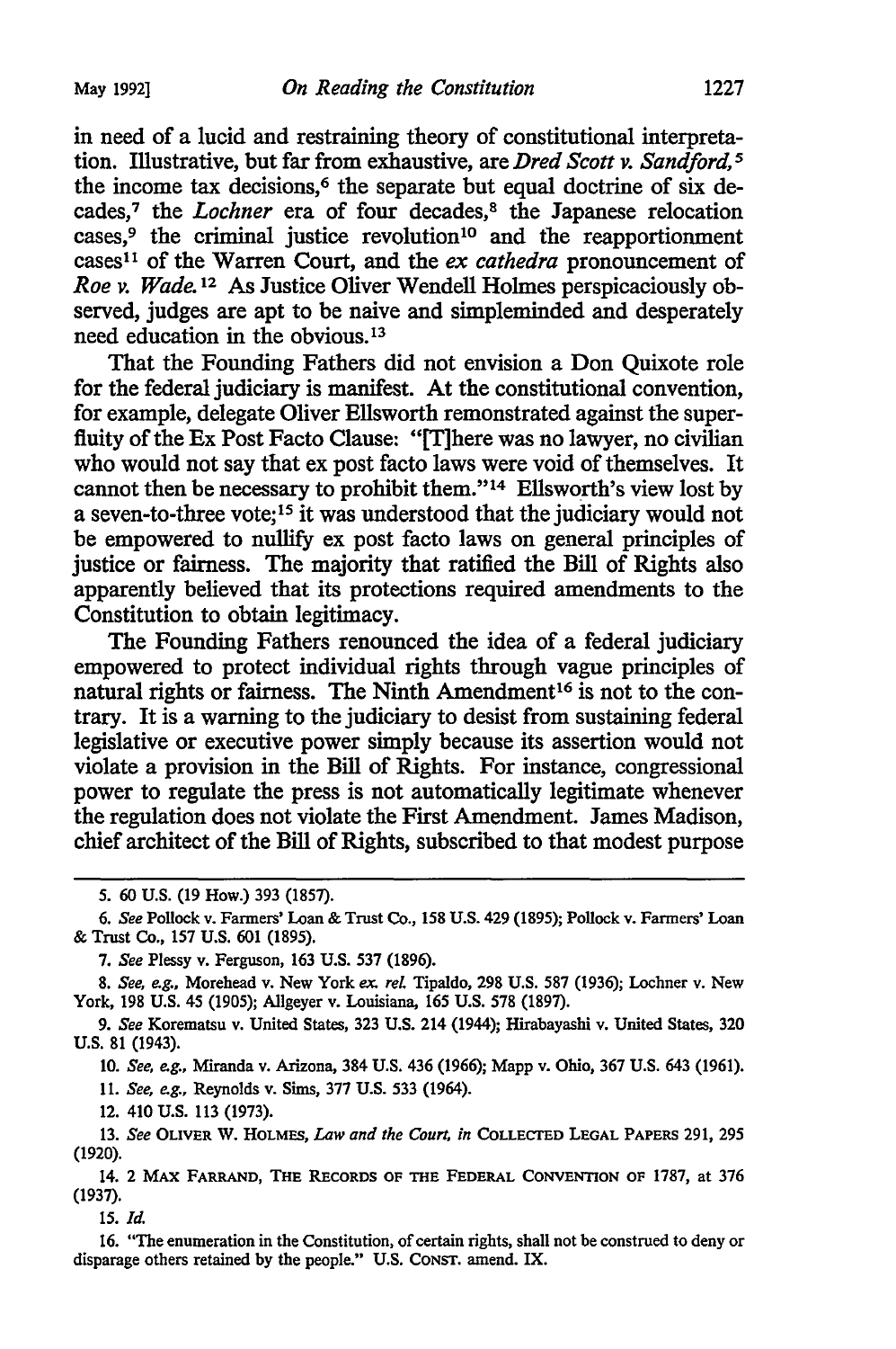in need of a lucid and restraining theory of constitutional interpretation. Illustrative, but far from exhaustive, are *Dred Scott v. Sandford,*[5] the income tax decisions,[6] the separate but equal doctrine of six decades,[7] the *Lochner* era of four decades,[8] the Japanese relocation cases,[9] the criminal justice revolution[10] and the reapportionment cases[11] of the Warren Court, and the *ex cathedra* pronouncement of *Roe v. Wade.*[12] As Justice Oliver Wendell Holmes perspicaciously observed, judges are apt to be naive and simpleminded and desperately need education in the obvious.[13]

That the Founding Fathers did not envision a Don Quixote role for the federal judiciary is manifest. At the constitutional convention, for example, delegate Oliver Ellsworth remonstrated against the superfluity of the Ex Post Facto Clause: "[T]here was no lawyer, no civilian who would not say that ex post facto laws were void of themselves. It cannot then be necessary to prohibit them."[14] Ellsworth's view lost by a seven-to-three vote;[15] it was understood that the judiciary would not be empowered to nullify ex post facto laws on general principles of justice or fairness. The majority that ratified the Bill of Rights also apparently believed that its protections required amendments to the Constitution to obtain legitimacy.

The Founding Fathers renounced the idea of a federal judiciary empowered to protect individual rights through vague principles of natural rights or fairness. The Ninth Amendment[16] is not to the contrary. It is a warning to the judiciary to desist from sustaining federal legislative or executive power simply because its assertion would not violate a provision in the Bill of Rights. For instance, congressional power to regulate the press is not automatically legitimate whenever the regulation does not violate the First Amendment. James Madison, chief architect of the Bill of Rights, subscribed to that modest purpose

---

5. 60 U.S. (19 How.) 393 (1857).

6. *See* Pollock v. Farmers' Loan & Trust Co., 158 U.S. 429 (1895); Pollock v. Farmers' Loan & Trust Co., 157 U.S. 601 (1895).

7. *See* Plessy v. Ferguson, 163 U.S. 537 (1896).

8. *See, e.g.,* Morehead v. New York *ex. rel.* Tipaldo, 298 U.S. 587 (1936); Lochner v. New York, 198 U.S. 45 (1905); Allgeyer v. Louisiana, 165 U.S. 578 (1897).

9. *See* Korematsu v. United States, 323 U.S. 214 (1944); Hirabayashi v. United States, 320 U.S. 81 (1943).

10. *See, e.g.,* Miranda v. Arizona, 384 U.S. 436 (1966); Mapp v. Ohio, 367 U.S. 643 (1961).

11. *See, e.g.,* Reynolds v. Sims, 377 U.S. 533 (1964).

12. 410 U.S. 113 (1973).

13. *See* OLIVER W. HOLMES, *Law and the Court, in* COLLECTED LEGAL PAPERS 291, 295 (1920).

14. 2 MAX FARRAND, THE RECORDS OF THE FEDERAL CONVENTION OF 1787, at 376 (1937).

15. *Id.*

16. "The enumeration in the Constitution, of certain rights, shall not be construed to deny or disparage others retained by the people." U.S. CONST. amend. IX.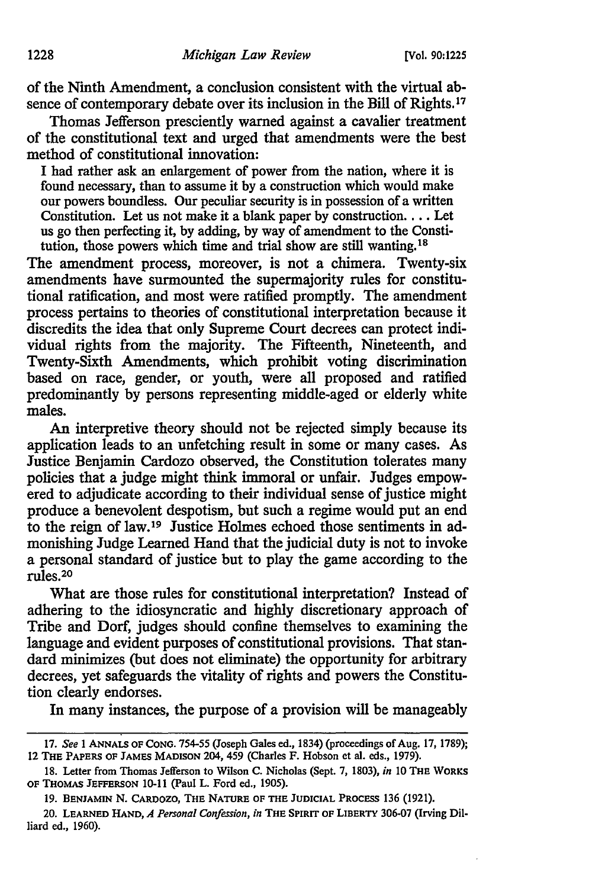of the Ninth Amendment, a conclusion consistent with the virtual absence of contemporary debate over its inclusion in the Bill of Rights.[17]

Thomas Jefferson presciently warned against a cavalier treatment of the constitutional text and urged that amendments were the best method of constitutional innovation:

> I had rather ask an enlargement of power from the nation, where it is found necessary, than to assume it by a construction which would make our powers boundless. Our peculiar security is in possession of a written Constitution. Let us not make it a blank paper by construction. . . . Let us go then perfecting it, by adding, by way of amendment to the Constitution, those powers which time and trial show are still wanting.[18]

The amendment process, moreover, is not a chimera. Twenty-six amendments have surmounted the supermajority rules for constitutional ratification, and most were ratified promptly. The amendment process pertains to theories of constitutional interpretation because it discredits the idea that only Supreme Court decrees can protect individual rights from the majority. The Fifteenth, Nineteenth, and Twenty-Sixth Amendments, which prohibit voting discrimination based on race, gender, or youth, were all proposed and ratified predominantly by persons representing middle-aged or elderly white males.

An interpretive theory should not be rejected simply because its application leads to an unfetching result in some or many cases. As Justice Benjamin Cardozo observed, the Constitution tolerates many policies that a judge might think immoral or unfair. Judges empowered to adjudicate according to their individual sense of justice might produce a benevolent despotism, but such a regime would put an end to the reign of law.[19] Justice Holmes echoed those sentiments in admonishing Judge Learned Hand that the judicial duty is not to invoke a personal standard of justice but to play the game according to the rules.[20]

What are those rules for constitutional interpretation? Instead of adhering to the idiosyncratic and highly discretionary approach of Tribe and Dorf, judges should confine themselves to examining the language and evident purposes of constitutional provisions. That standard minimizes (but does not eliminate) the opportunity for arbitrary decrees, yet safeguards the vitality of rights and powers the Constitution clearly endorses.

In many instances, the purpose of a provision will be manageably

---

17. *See* 1 ANNALS OF CONG. 754-55 (Joseph Gales ed., 1834) (proceedings of Aug. 17, 1789); 12 THE PAPERS OF JAMES MADISON 204, 459 (Charles F. Hobson et al. eds., 1979).

18. Letter from Thomas Jefferson to Wilson C. Nicholas (Sept. 7, 1803), *in* 10 THE WORKS OF THOMAS JEFFERSON 10-11 (Paul L. Ford ed., 1905).

19. BENJAMIN N. CARDOZO, THE NATURE OF THE JUDICIAL PROCESS 136 (1921).

20. LEARNED HAND, *A Personal Confession*, *in* THE SPIRIT OF LIBERTY 306-07 (Irving Dilliard ed., 1960).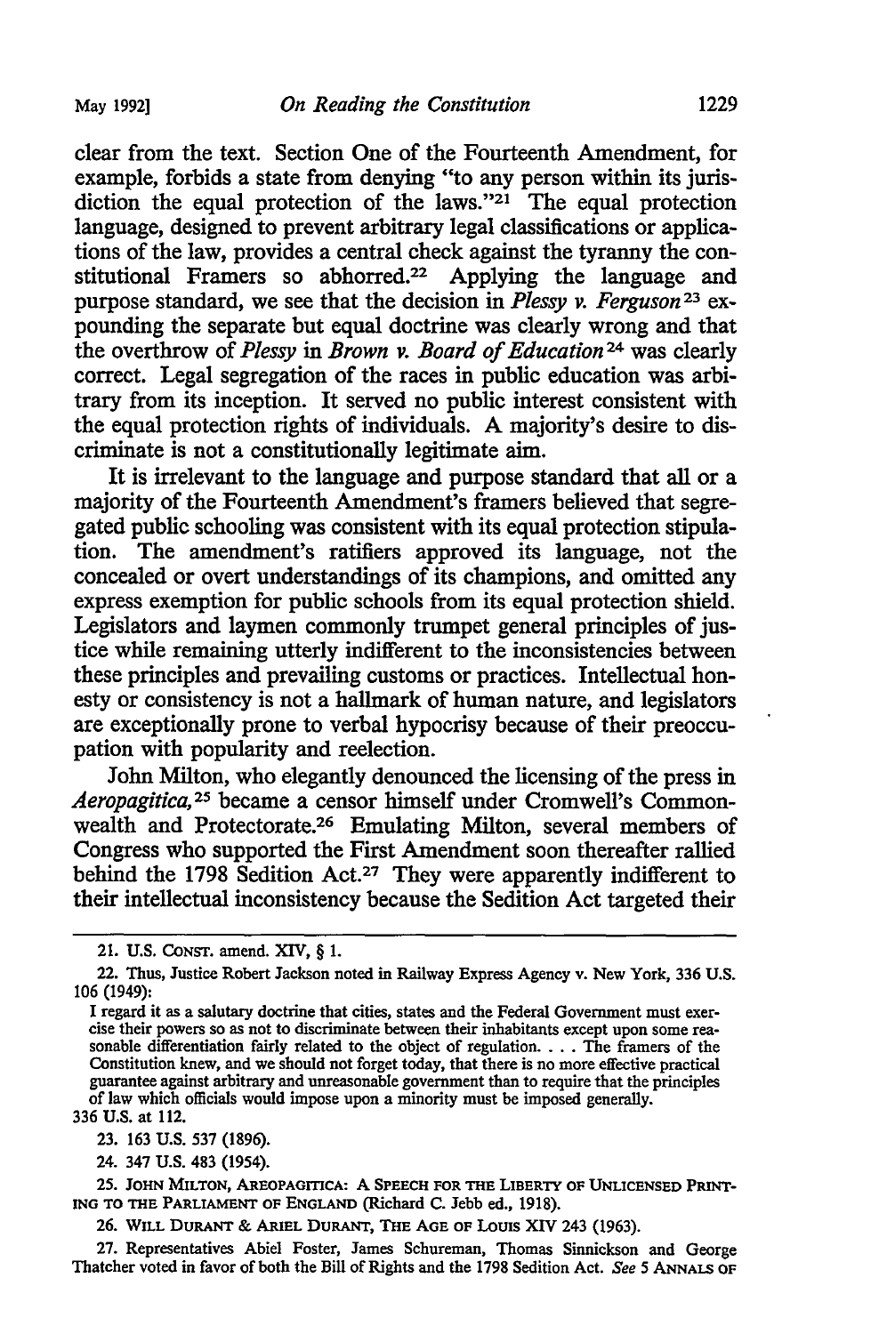clear from the text. Section One of the Fourteenth Amendment, for example, forbids a state from denying "to any person within its jurisdiction the equal protection of the laws."[21] The equal protection language, designed to prevent arbitrary legal classifications or applications of the law, provides a central check against the tyranny the constitutional Framers so abhorred.[22] Applying the language and purpose standard, we see that the decision in *Plessy v. Ferguson*[23] expounding the separate but equal doctrine was clearly wrong and that the overthrow of *Plessy* in *Brown v. Board of Education*[24] was clearly correct. Legal segregation of the races in public education was arbitrary from its inception. It served no public interest consistent with the equal protection rights of individuals. A majority's desire to discriminate is not a constitutionally legitimate aim.

It is irrelevant to the language and purpose standard that all or a majority of the Fourteenth Amendment's framers believed that segregated public schooling was consistent with its equal protection stipulation. The amendment's ratifiers approved its language, not the concealed or overt understandings of its champions, and omitted any express exemption for public schools from its equal protection shield. Legislators and laymen commonly trumpet general principles of justice while remaining utterly indifferent to the inconsistencies between these principles and prevailing customs or practices. Intellectual honesty or consistency is not a hallmark of human nature, and legislators are exceptionally prone to verbal hypocrisy because of their preoccupation with popularity and reelection.

John Milton, who elegantly denounced the licensing of the press in *Aeropagitica*,[25] became a censor himself under Cromwell's Commonwealth and Protectorate.[26] Emulating Milton, several members of Congress who supported the First Amendment soon thereafter rallied behind the 1798 Sedition Act.[27] They were apparently indifferent to their intellectual inconsistency because the Sedition Act targeted their

---

21. U.S. CONST. amend. XIV, § 1.

22. Thus, Justice Robert Jackson noted in Railway Express Agency v. New York, 336 U.S. 106 (1949):

> I regard it as a salutary doctrine that cities, states and the Federal Government must exercise their powers so as not to discriminate between their inhabitants except upon some reasonable differentiation fairly related to the object of regulation. . . . The framers of the Constitution knew, and we should not forget today, that there is no more effective practical guarantee against arbitrary and unreasonable government than to require that the principles of law which officials would impose upon a minority must be imposed generally.

336 U.S. at 112.

23. 163 U.S. 537 (1896).

24. 347 U.S. 483 (1954).

25. JOHN MILTON, AREOPAGITICA: A SPEECH FOR THE LIBERTY OF UNLICENSED PRINTING TO THE PARLIAMENT OF ENGLAND (Richard C. Jebb ed., 1918).

26. WILL DURANT & ARIEL DURANT, THE AGE OF LOUIS XIV 243 (1963).

27. Representatives Abiel Foster, James Schureman, Thomas Sinnickson and George Thatcher voted in favor of both the Bill of Rights and the 1798 Sedition Act. *See* 5 ANNALS OF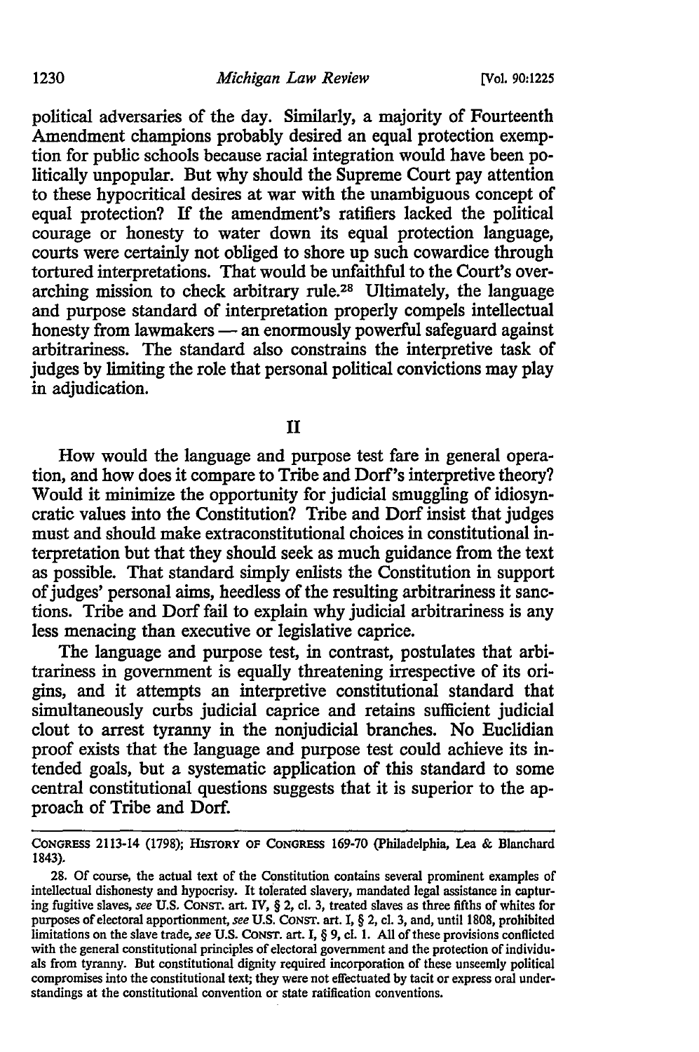political adversaries of the day. Similarly, a majority of Fourteenth Amendment champions probably desired an equal protection exemption for public schools because racial integration would have been politically unpopular. But why should the Supreme Court pay attention to these hypocritical desires at war with the unambiguous concept of equal protection? If the amendment's ratifiers lacked the political courage or honesty to water down its equal protection language, courts were certainly not obliged to shore up such cowardice through tortured interpretations. That would be unfaithful to the Court's overarching mission to check arbitrary rule.[28] Ultimately, the language and purpose standard of interpretation properly compels intellectual honesty from lawmakers — an enormously powerful safeguard against arbitrariness. The standard also constrains the interpretive task of judges by limiting the role that personal political convictions may play in adjudication.

## II

How would the language and purpose test fare in general operation, and how does it compare to Tribe and Dorf's interpretive theory? Would it minimize the opportunity for judicial smuggling of idiosyncratic values into the Constitution? Tribe and Dorf insist that judges must and should make extraconstitutional choices in constitutional interpretation but that they should seek as much guidance from the text as possible. That standard simply enlists the Constitution in support of judges' personal aims, heedless of the resulting arbitrariness it sanctions. Tribe and Dorf fail to explain why judicial arbitrariness is any less menacing than executive or legislative caprice.

The language and purpose test, in contrast, postulates that arbitrariness in government is equally threatening irrespective of its origins, and it attempts an interpretive constitutional standard that simultaneously curbs judicial caprice and retains sufficient judicial clout to arrest tyranny in the nonjudicial branches. No Euclidian proof exists that the language and purpose test could achieve its intended goals, but a systematic application of this standard to some central constitutional questions suggests that it is superior to the approach of Tribe and Dorf.

---

CONGRESS 2113-14 (1798); HISTORY OF CONGRESS 169-70 (Philadelphia, Lea & Blanchard 1843).

28. Of course, the actual text of the Constitution contains several prominent examples of intellectual dishonesty and hypocrisy. It tolerated slavery, mandated legal assistance in capturing fugitive slaves, *see* U.S. CONST. art. IV, § 2, cl. 3, treated slaves as three fifths of whites for purposes of electoral apportionment, *see* U.S. CONST. art. I, § 2, cl. 3, and, until 1808, prohibited limitations on the slave trade, *see* U.S. CONST. art. I, § 9, cl. 1. All of these provisions conflicted with the general constitutional principles of electoral government and the protection of individuals from tyranny. But constitutional dignity required incorporation of these unseemly political compromises into the constitutional text; they were not effectuated by tacit or express oral understandings at the constitutional convention or state ratification conventions.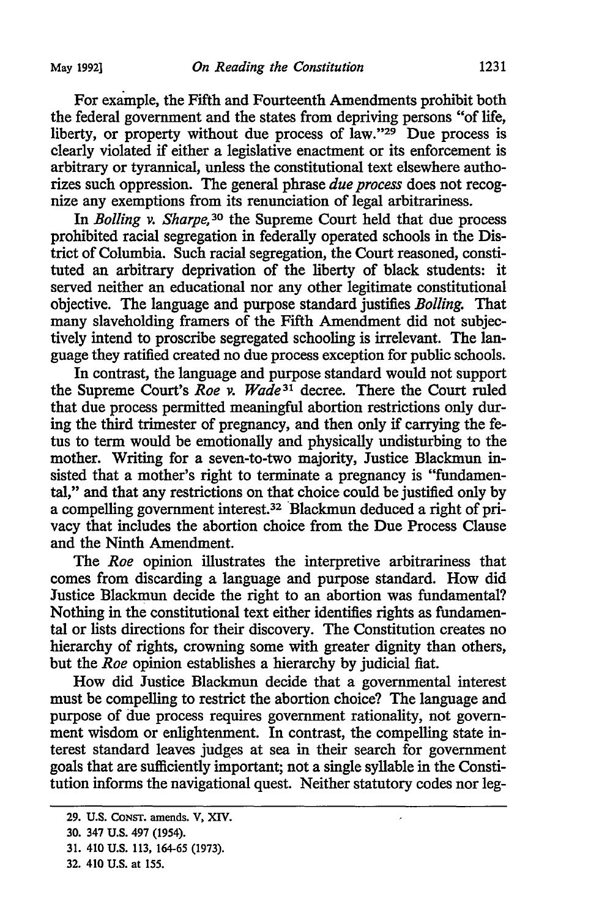For example, the Fifth and Fourteenth Amendments prohibit both the federal government and the states from depriving persons "of life, liberty, or property without due process of law."[29] Due process is clearly violated if either a legislative enactment or its enforcement is arbitrary or tyrannical, unless the constitutional text elsewhere authorizes such oppression. The general phrase *due process* does not recognize any exemptions from its renunciation of legal arbitrariness.

In *Bolling v. Sharpe*,[30] the Supreme Court held that due process prohibited racial segregation in federally operated schools in the District of Columbia. Such racial segregation, the Court reasoned, constituted an arbitrary deprivation of the liberty of black students: it served neither an educational nor any other legitimate constitutional objective. The language and purpose standard justifies *Bolling*. That many slaveholding framers of the Fifth Amendment did not subjectively intend to proscribe segregated schooling is irrelevant. The language they ratified created no due process exception for public schools.

In contrast, the language and purpose standard would not support the Supreme Court's *Roe v. Wade*[31] decree. There the Court ruled that due process permitted meaningful abortion restrictions only during the third trimester of pregnancy, and then only if carrying the fetus to term would be emotionally and physically undisturbing to the mother. Writing for a seven-to-two majority, Justice Blackmun insisted that a mother's right to terminate a pregnancy is "fundamental," and that any restrictions on that choice could be justified only by a compelling government interest.[32] Blackmun deduced a right of privacy that includes the abortion choice from the Due Process Clause and the Ninth Amendment.

The *Roe* opinion illustrates the interpretive arbitrariness that comes from discarding a language and purpose standard. How did Justice Blackmun decide the right to an abortion was fundamental? Nothing in the constitutional text either identifies rights as fundamental or lists directions for their discovery. The Constitution creates no hierarchy of rights, crowning some with greater dignity than others, but the *Roe* opinion establishes a hierarchy by judicial fiat.

How did Justice Blackmun decide that a governmental interest must be compelling to restrict the abortion choice? The language and purpose of due process requires government rationality, not government wisdom or enlightenment. In contrast, the compelling state interest standard leaves judges at sea in their search for government goals that are sufficiently important; not a single syllable in the Constitution informs the navigational quest. Neither statutory codes nor leg-

---

29. U.S. CONST. amends. V, XIV.

30. 347 U.S. 497 (1954).

31. 410 U.S. 113, 164-65 (1973).

32. 410 U.S. at 155.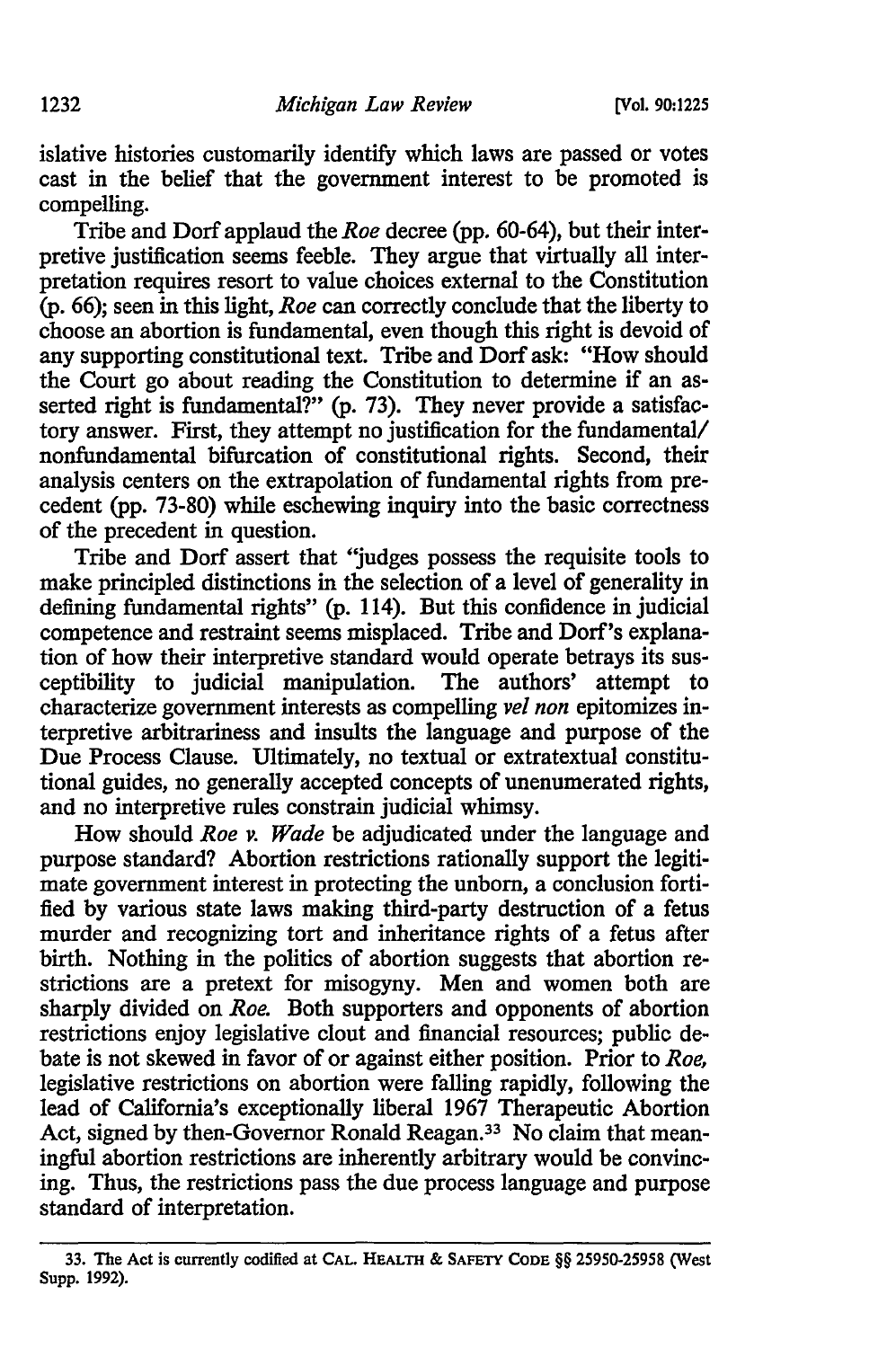islative histories customarily identify which laws are passed or votes cast in the belief that the government interest to be promoted is compelling.

Tribe and Dorf applaud the *Roe* decree (pp. 60-64), but their interpretive justification seems feeble. They argue that virtually all interpretation requires resort to value choices external to the Constitution (p. 66); seen in this light, *Roe* can correctly conclude that the liberty to choose an abortion is fundamental, even though this right is devoid of any supporting constitutional text. Tribe and Dorf ask: "How should the Court go about reading the Constitution to determine if an asserted right is fundamental?" (p. 73). They never provide a satisfactory answer. First, they attempt no justification for the fundamental/nonfundamental bifurcation of constitutional rights. Second, their analysis centers on the extrapolation of fundamental rights from precedent (pp. 73-80) while eschewing inquiry into the basic correctness of the precedent in question.

Tribe and Dorf assert that "judges possess the requisite tools to make principled distinctions in the selection of a level of generality in defining fundamental rights" (p. 114). But this confidence in judicial competence and restraint seems misplaced. Tribe and Dorf's explanation of how their interpretive standard would operate betrays its susceptibility to judicial manipulation. The authors' attempt to characterize government interests as compelling *vel non* epitomizes interpretive arbitrariness and insults the language and purpose of the Due Process Clause. Ultimately, no textual or extratextual constitutional guides, no generally accepted concepts of unenumerated rights, and no interpretive rules constrain judicial whimsy.

How should *Roe v. Wade* be adjudicated under the language and purpose standard? Abortion restrictions rationally support the legitimate government interest in protecting the unborn, a conclusion fortified by various state laws making third-party destruction of a fetus murder and recognizing tort and inheritance rights of a fetus after birth. Nothing in the politics of abortion suggests that abortion restrictions are a pretext for misogyny. Men and women both are sharply divided on *Roe*. Both supporters and opponents of abortion restrictions enjoy legislative clout and financial resources; public debate is not skewed in favor of or against either position. Prior to *Roe*, legislative restrictions on abortion were falling rapidly, following the lead of California's exceptionally liberal 1967 Therapeutic Abortion Act, signed by then-Governor Ronald Reagan.[33] No claim that meaningful abortion restrictions are inherently arbitrary would be convincing. Thus, the restrictions pass the due process language and purpose standard of interpretation.

---

33. The Act is currently codified at CAL. HEALTH & SAFETY CODE §§ 25950-25958 (West Supp. 1992).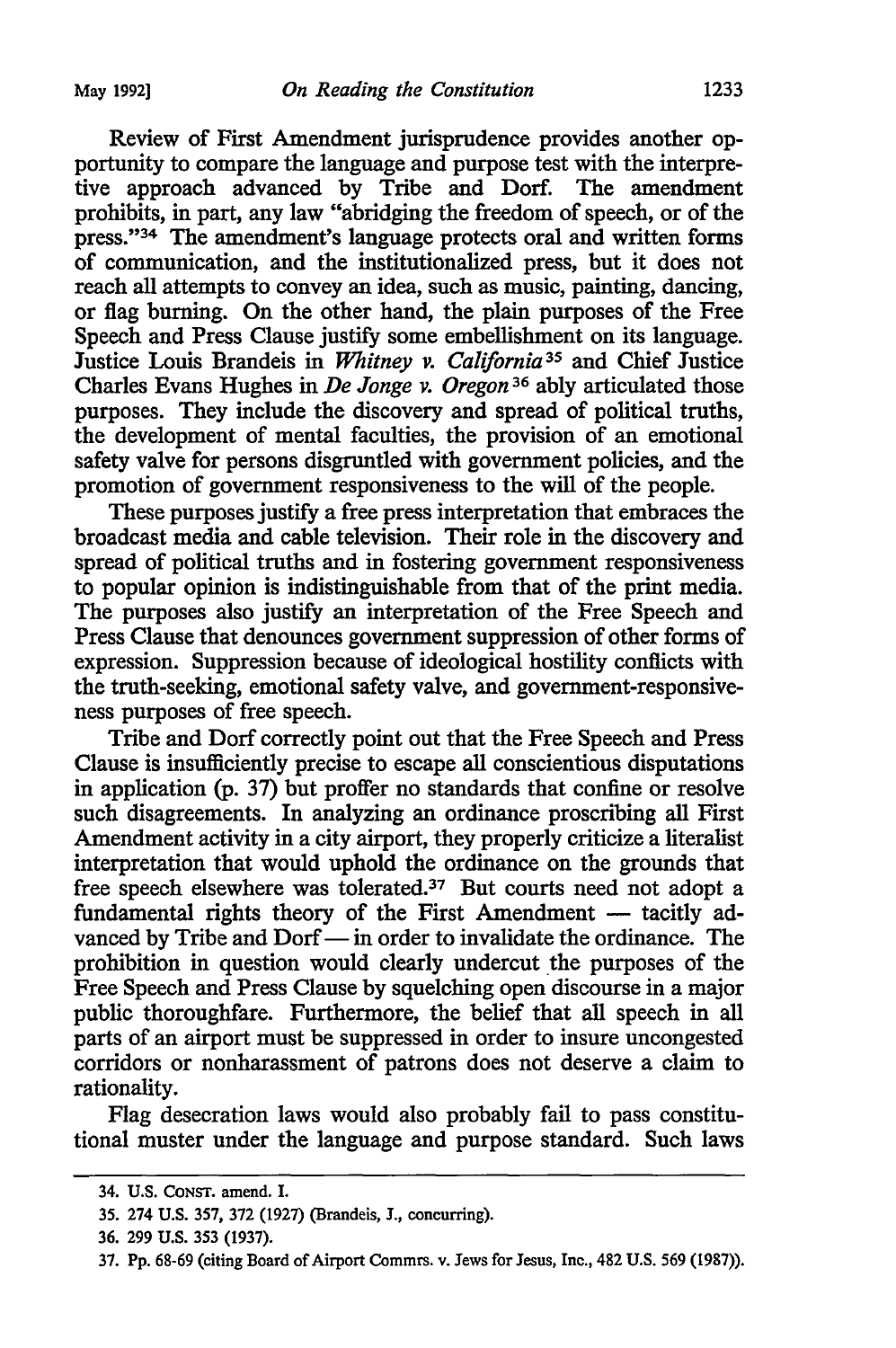Review of First Amendment jurisprudence provides another opportunity to compare the language and purpose test with the interpretive approach advanced by Tribe and Dorf. The amendment prohibits, in part, any law "abridging the freedom of speech, or of the press."[34] The amendment's language protects oral and written forms of communication, and the institutionalized press, but it does not reach all attempts to convey an idea, such as music, painting, dancing, or flag burning. On the other hand, the plain purposes of the Free Speech and Press Clause justify some embellishment on its language. Justice Louis Brandeis in *Whitney v. California*[35] and Chief Justice Charles Evans Hughes in *De Jonge v. Oregon*[36] ably articulated those purposes. They include the discovery and spread of political truths, the development of mental faculties, the provision of an emotional safety valve for persons disgruntled with government policies, and the promotion of government responsiveness to the will of the people.

These purposes justify a free press interpretation that embraces the broadcast media and cable television. Their role in the discovery and spread of political truths and in fostering government responsiveness to popular opinion is indistinguishable from that of the print media. The purposes also justify an interpretation of the Free Speech and Press Clause that denounces government suppression of other forms of expression. Suppression because of ideological hostility conflicts with the truth-seeking, emotional safety valve, and government-responsiveness purposes of free speech.

Tribe and Dorf correctly point out that the Free Speech and Press Clause is insufficiently precise to escape all conscientious disputations in application (p. 37) but proffer no standards that confine or resolve such disagreements. In analyzing an ordinance proscribing all First Amendment activity in a city airport, they properly criticize a literalist interpretation that would uphold the ordinance on the grounds that free speech elsewhere was tolerated.[37] But courts need not adopt a fundamental rights theory of the First Amendment — tacitly advanced by Tribe and Dorf — in order to invalidate the ordinance. The prohibition in question would clearly undercut the purposes of the Free Speech and Press Clause by squelching open discourse in a major public thoroughfare. Furthermore, the belief that all speech in all parts of an airport must be suppressed in order to insure uncongested corridors or nonharassment of patrons does not deserve a claim to rationality.

Flag desecration laws would also probably fail to pass constitutional muster under the language and purpose standard. Such laws

---

34. U.S. CONST. amend. I.

35. 274 U.S. 357, 372 (1927) (Brandeis, J., concurring).

36. 299 U.S. 353 (1937).

37. Pp. 68-69 (citing Board of Airport Commrs. v. Jews for Jesus, Inc., 482 U.S. 569 (1987)).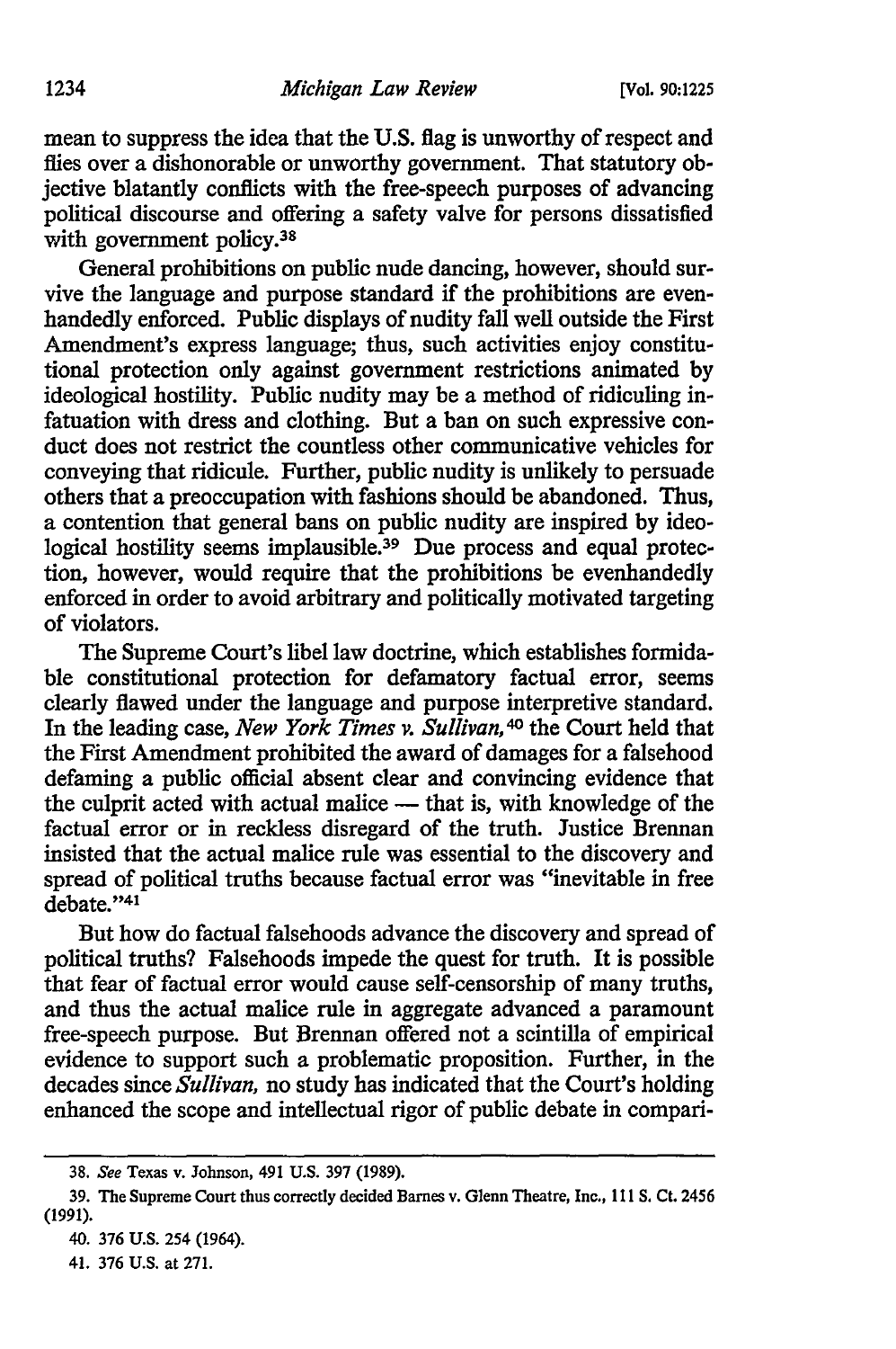mean to suppress the idea that the U.S. flag is unworthy of respect and flies over a dishonorable or unworthy government. That statutory objective blatantly conflicts with the free-speech purposes of advancing political discourse and offering a safety valve for persons dissatisfied with government policy.[38]

General prohibitions on public nude dancing, however, should survive the language and purpose standard if the prohibitions are evenhandedly enforced. Public displays of nudity fall well outside the First Amendment's express language; thus, such activities enjoy constitutional protection only against government restrictions animated by ideological hostility. Public nudity may be a method of ridiculing infatuation with dress and clothing. But a ban on such expressive conduct does not restrict the countless other communicative vehicles for conveying that ridicule. Further, public nudity is unlikely to persuade others that a preoccupation with fashions should be abandoned. Thus, a contention that general bans on public nudity are inspired by ideological hostility seems implausible.[39] Due process and equal protection, however, would require that the prohibitions be evenhandedly enforced in order to avoid arbitrary and politically motivated targeting of violators.

The Supreme Court's libel law doctrine, which establishes formidable constitutional protection for defamatory factual error, seems clearly flawed under the language and purpose interpretive standard. In the leading case, *New York Times v. Sullivan*,[40] the Court held that the First Amendment prohibited the award of damages for a falsehood defaming a public official absent clear and convincing evidence that the culprit acted with actual malice — that is, with knowledge of the factual error or in reckless disregard of the truth. Justice Brennan insisted that the actual malice rule was essential to the discovery and spread of political truths because factual error was "inevitable in free debate."[41]

But how do factual falsehoods advance the discovery and spread of political truths? Falsehoods impede the quest for truth. It is possible that fear of factual error would cause self-censorship of many truths, and thus the actual malice rule in aggregate advanced a paramount free-speech purpose. But Brennan offered not a scintilla of empirical evidence to support such a problematic proposition. Further, in the decades since *Sullivan*, no study has indicated that the Court's holding enhanced the scope and intellectual rigor of public debate in compari-

---

38. *See* Texas v. Johnson, 491 U.S. 397 (1989).

39. The Supreme Court thus correctly decided Barnes v. Glenn Theatre, Inc., 111 S. Ct. 2456 (1991).

40. 376 U.S. 254 (1964).

41. 376 U.S. at 271.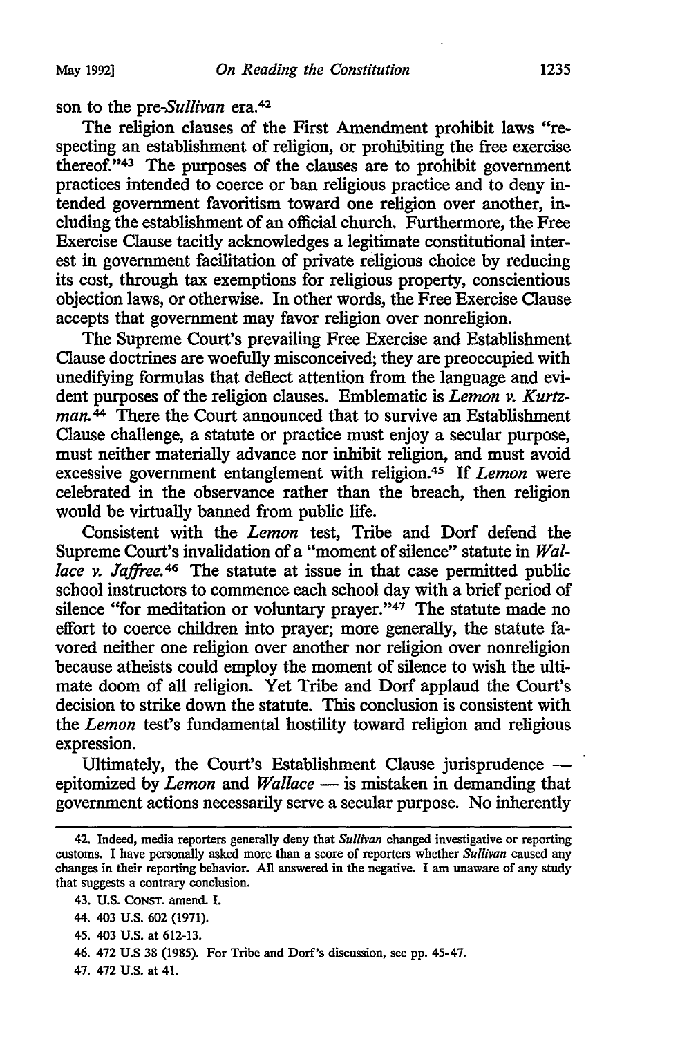son to the pre-*Sullivan* era.[42]

The religion clauses of the First Amendment prohibit laws "respecting an establishment of religion, or prohibiting the free exercise thereof."[43] The purposes of the clauses are to prohibit government practices intended to coerce or ban religious practice and to deny intended government favoritism toward one religion over another, including the establishment of an official church. Furthermore, the Free Exercise Clause tacitly acknowledges a legitimate constitutional interest in government facilitation of private religious choice by reducing its cost, through tax exemptions for religious property, conscientious objection laws, or otherwise. In other words, the Free Exercise Clause accepts that government may favor religion over nonreligion.

The Supreme Court's prevailing Free Exercise and Establishment Clause doctrines are woefully misconceived; they are preoccupied with unedifying formulas that deflect attention from the language and evident purposes of the religion clauses. Emblematic is *Lemon v. Kurtzman*.[44] There the Court announced that to survive an Establishment Clause challenge, a statute or practice must enjoy a secular purpose, must neither materially advance nor inhibit religion, and must avoid excessive government entanglement with religion.[45] If *Lemon* were celebrated in the observance rather than the breach, then religion would be virtually banned from public life.

Consistent with the *Lemon* test, Tribe and Dorf defend the Supreme Court's invalidation of a "moment of silence" statute in *Wallace v. Jaffree*.[46] The statute at issue in that case permitted public school instructors to commence each school day with a brief period of silence "for meditation or voluntary prayer."[47] The statute made no effort to coerce children into prayer; more generally, the statute favored neither one religion over another nor religion over nonreligion because atheists could employ the moment of silence to wish the ultimate doom of all religion. Yet Tribe and Dorf applaud the Court's decision to strike down the statute. This conclusion is consistent with the *Lemon* test's fundamental hostility toward religion and religious expression.

Ultimately, the Court's Establishment Clause jurisprudence — epitomized by *Lemon* and *Wallace* — is mistaken in demanding that government actions necessarily serve a secular purpose. No inherently

---

42. Indeed, media reporters generally deny that *Sullivan* changed investigative or reporting customs. I have personally asked more than a score of reporters whether *Sullivan* caused any changes in their reporting behavior. All answered in the negative. I am unaware of any study that suggests a contrary conclusion.

43. U.S. CONST. amend. I.

44. 403 U.S. 602 (1971).

45. 403 U.S. at 612-13.

46. 472 U.S 38 (1985). For Tribe and Dorf's discussion, see pp. 45-47.

47. 472 U.S. at 41.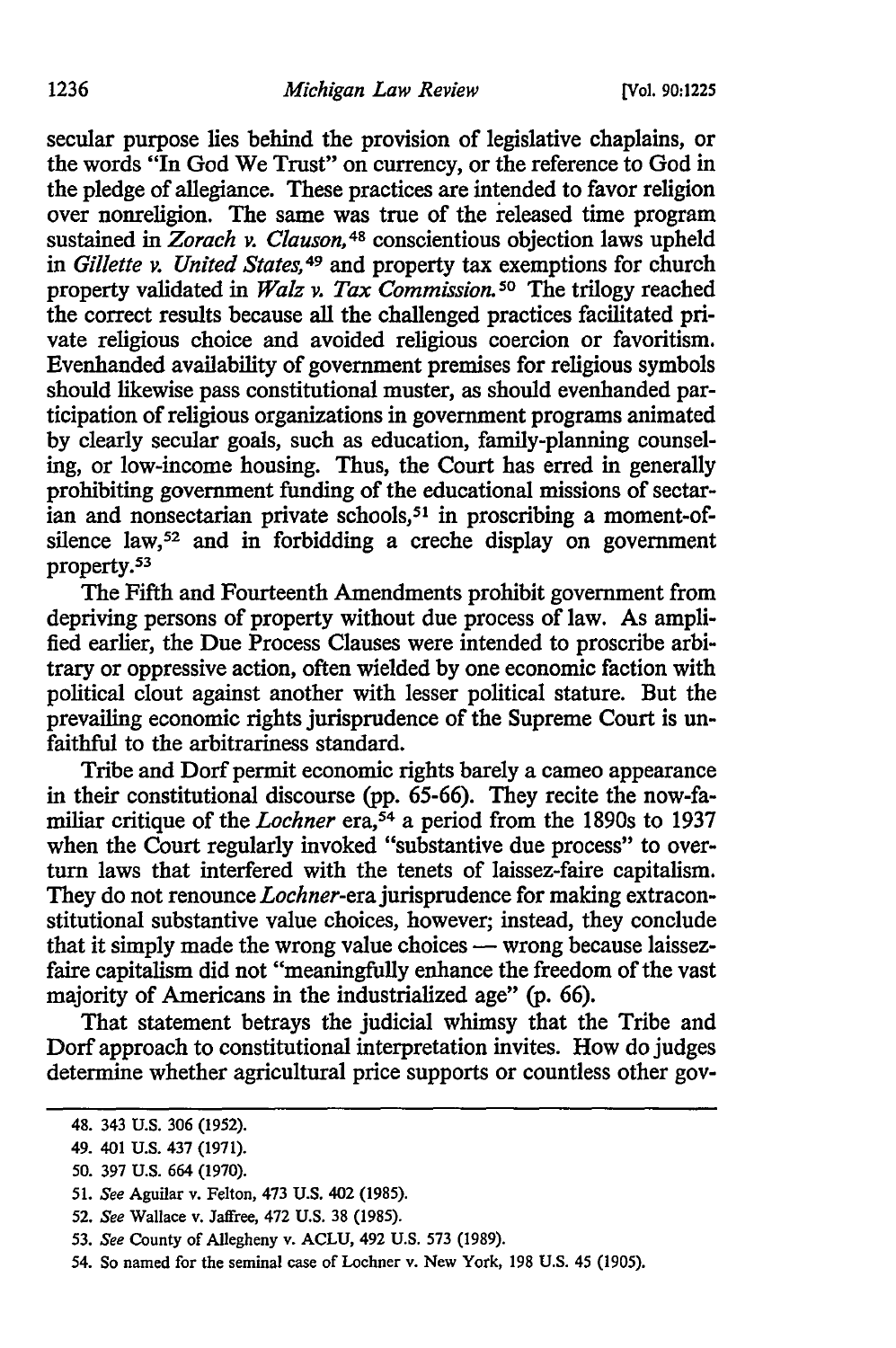secular purpose lies behind the provision of legislative chaplains, or the words "In God We Trust" on currency, or the reference to God in the pledge of allegiance. These practices are intended to favor religion over nonreligion. The same was true of the released time program sustained in *Zorach v. Clauson,*[48] conscientious objection laws upheld in *Gillette v. United States,*[49] and property tax exemptions for church property validated in *Walz v. Tax Commission.*[50] The trilogy reached the correct results because all the challenged practices facilitated private religious choice and avoided religious coercion or favoritism. Evenhanded availability of government premises for religious symbols should likewise pass constitutional muster, as should evenhanded participation of religious organizations in government programs animated by clearly secular goals, such as education, family-planning counseling, or low-income housing. Thus, the Court has erred in generally prohibiting government funding of the educational missions of sectarian and nonsectarian private schools,[51] in proscribing a moment-of-silence law,[52] and in forbidding a creche display on government property.[53]

The Fifth and Fourteenth Amendments prohibit government from depriving persons of property without due process of law. As amplified earlier, the Due Process Clauses were intended to proscribe arbitrary or oppressive action, often wielded by one economic faction with political clout against another with lesser political stature. But the prevailing economic rights jurisprudence of the Supreme Court is unfaithful to the arbitrariness standard.

Tribe and Dorf permit economic rights barely a cameo appearance in their constitutional discourse (pp. 65-66). They recite the now-familiar critique of the *Lochner* era,[54] a period from the 1890s to 1937 when the Court regularly invoked "substantive due process" to overturn laws that interfered with the tenets of laissez-faire capitalism. They do not renounce *Lochner*-era jurisprudence for making extraconstitutional substantive value choices, however; instead, they conclude that it simply made the wrong value choices — wrong because laissez-faire capitalism did not "meaningfully enhance the freedom of the vast majority of Americans in the industrialized age" (p. 66).

That statement betrays the judicial whimsy that the Tribe and Dorf approach to constitutional interpretation invites. How do judges determine whether agricultural price supports or countless other gov-

---

48. 343 U.S. 306 (1952).

49. 401 U.S. 437 (1971).

50. 397 U.S. 664 (1970).

51. *See* Aguilar v. Felton, 473 U.S. 402 (1985).

52. *See* Wallace v. Jaffree, 472 U.S. 38 (1985).

53. *See* County of Allegheny v. ACLU, 492 U.S. 573 (1989).

54. So named for the seminal case of Lochner v. New York, 198 U.S. 45 (1905).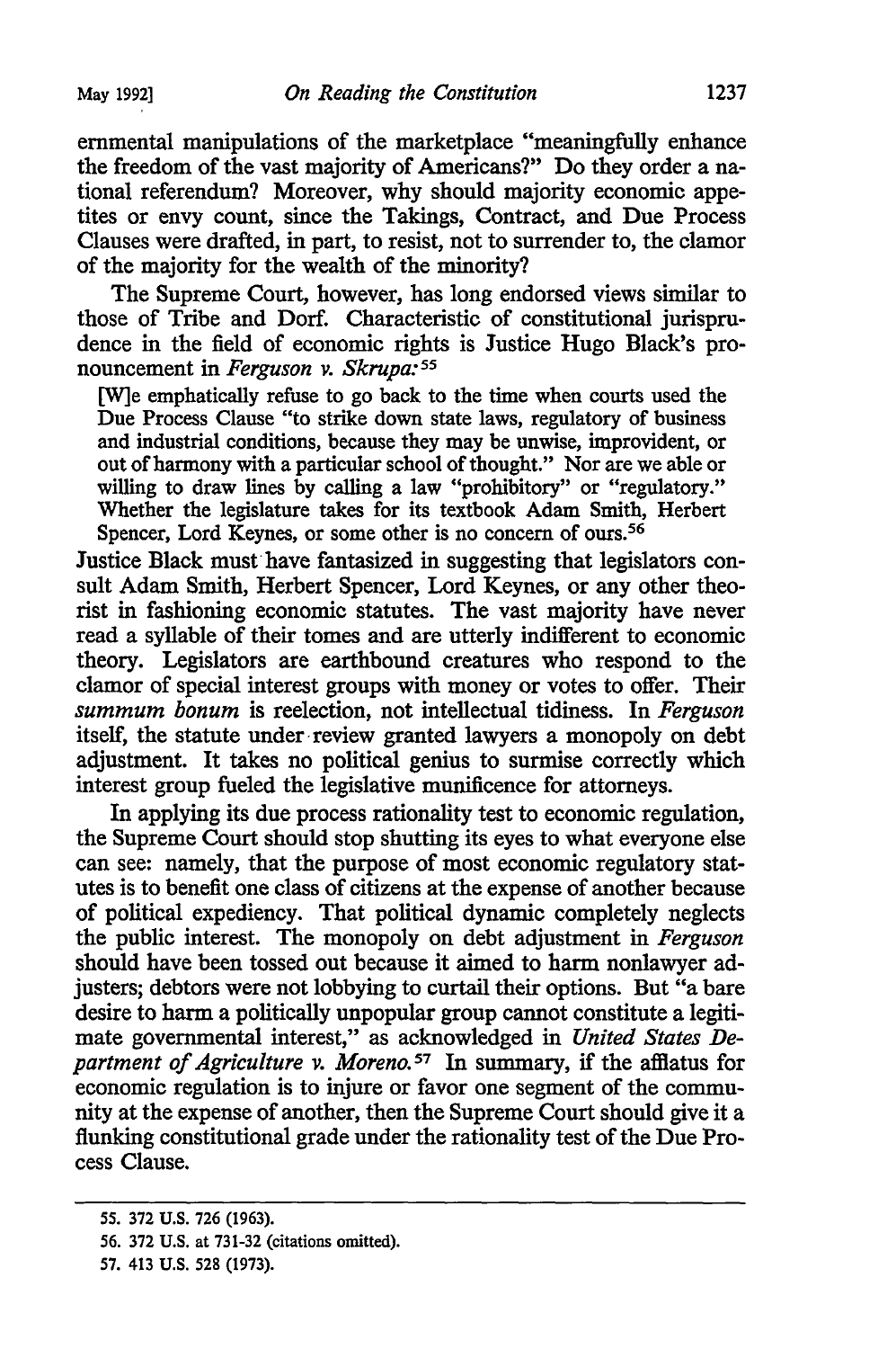ernmental manipulations of the marketplace "meaningfully enhance the freedom of the vast majority of Americans?" Do they order a national referendum? Moreover, why should majority economic appetites or envy count, since the Takings, Contract, and Due Process Clauses were drafted, in part, to resist, not to surrender to, the clamor of the majority for the wealth of the minority?

The Supreme Court, however, has long endorsed views similar to those of Tribe and Dorf. Characteristic of constitutional jurisprudence in the field of economic rights is Justice Hugo Black's pronouncement in *Ferguson v. Skrupa:*[55]

> [W]e emphatically refuse to go back to the time when courts used the Due Process Clause "to strike down state laws, regulatory of business and industrial conditions, because they may be unwise, improvident, or out of harmony with a particular school of thought." Nor are we able or willing to draw lines by calling a law "prohibitory" or "regulatory." Whether the legislature takes for its textbook Adam Smith, Herbert Spencer, Lord Keynes, or some other is no concern of ours.[56]

Justice Black must have fantasized in suggesting that legislators consult Adam Smith, Herbert Spencer, Lord Keynes, or any other theorist in fashioning economic statutes. The vast majority have never read a syllable of their tomes and are utterly indifferent to economic theory. Legislators are earthbound creatures who respond to the clamor of special interest groups with money or votes to offer. Their *summum bonum* is reelection, not intellectual tidiness. In *Ferguson* itself, the statute under review granted lawyers a monopoly on debt adjustment. It takes no political genius to surmise correctly which interest group fueled the legislative munificence for attorneys.

In applying its due process rationality test to economic regulation, the Supreme Court should stop shutting its eyes to what everyone else can see: namely, that the purpose of most economic regulatory statutes is to benefit one class of citizens at the expense of another because of political expediency. That political dynamic completely neglects the public interest. The monopoly on debt adjustment in *Ferguson* should have been tossed out because it aimed to harm nonlawyer adjusters; debtors were not lobbying to curtail their options. But "a bare desire to harm a politically unpopular group cannot constitute a legitimate governmental interest," as acknowledged in *United States Department of Agriculture v. Moreno.*[57] In summary, if the afflatus for economic regulation is to injure or favor one segment of the community at the expense of another, then the Supreme Court should give it a flunking constitutional grade under the rationality test of the Due Process Clause.

---

55. 372 U.S. 726 (1963).

56. 372 U.S. at 731-32 (citations omitted).

57. 413 U.S. 528 (1973).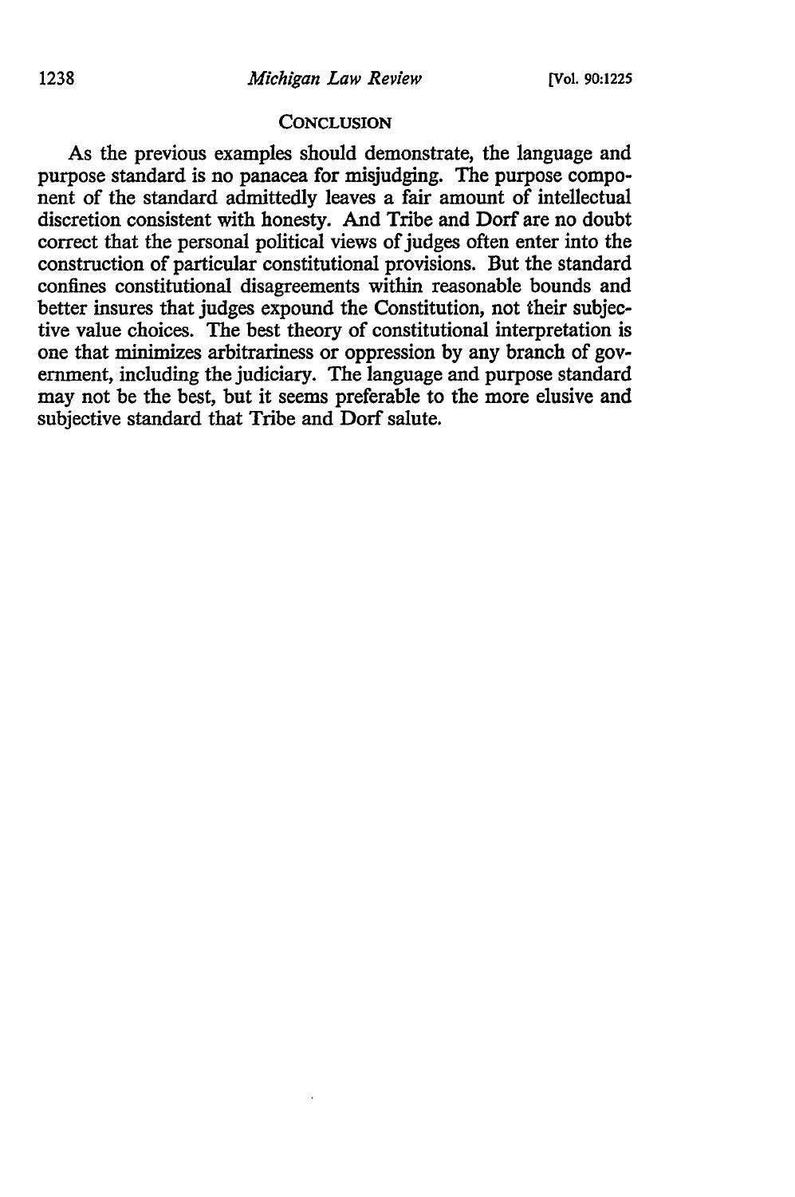## CONCLUSION

As the previous examples should demonstrate, the language and purpose standard is no panacea for misjudging. The purpose component of the standard admittedly leaves a fair amount of intellectual discretion consistent with honesty. And Tribe and Dorf are no doubt correct that the personal political views of judges often enter into the construction of particular constitutional provisions. But the standard confines constitutional disagreements within reasonable bounds and better insures that judges expound the Constitution, not their subjective value choices. The best theory of constitutional interpretation is one that minimizes arbitrariness or oppression by any branch of government, including the judiciary. The language and purpose standard may not be the best, but it seems preferable to the more elusive and subjective standard that Tribe and Dorf salute.